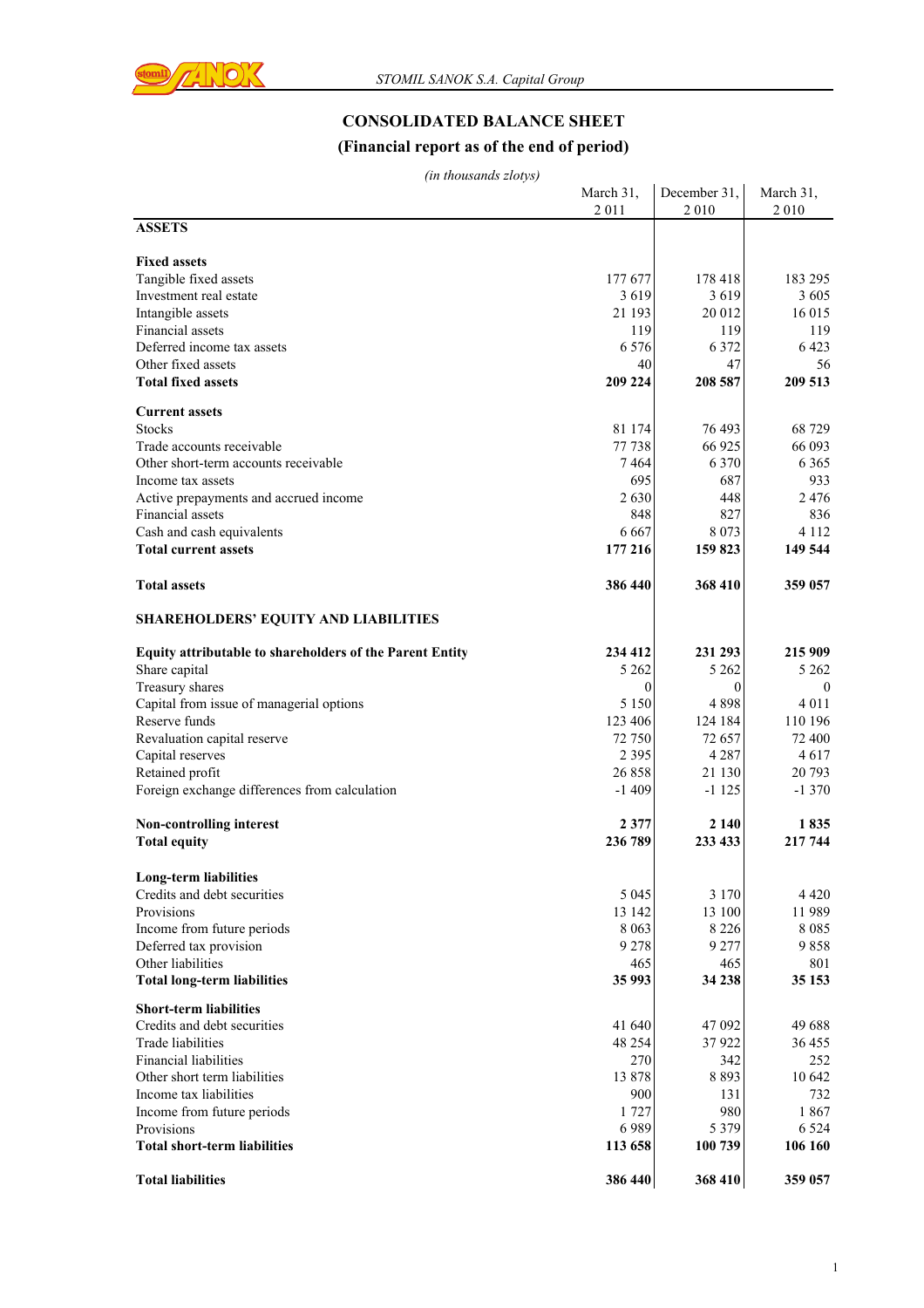# CONSOLIDATED BALANCE SHEET

## (Financial report as of the end of period)

*(in thousands zlotys)*

| | March 31, 2 011 | December 31, 2 010 | March 31, 2 010 |
|---|---|---|---|
| **ASSETS** | | | |
| | | | |
| **Fixed assets** | | | |
| Tangible fixed assets | 177 677 | 178 418 | 183 295 |
| Investment real estate | 3 619 | 3 619 | 3 605 |
| Intangible assets | 21 193 | 20 012 | 16 015 |
| Financial assets | 119 | 119 | 119 |
| Deferred income tax assets | 6 576 | 6 372 | 6 423 |
| Other fixed assets | 40 | 47 | 56 |
| **Total fixed assets** | **209 224** | **208 587** | **209 513** |
| | | | |
| **Current assets** | | | |
| Stocks | 81 174 | 76 493 | 68 729 |
| Trade accounts receivable | 77 738 | 66 925 | 66 093 |
| Other short-term accounts receivable | 7 464 | 6 370 | 6 365 |
| Income tax assets | 695 | 687 | 933 |
| Active prepayments and accrued income | 2 630 | 448 | 2 476 |
| Financial assets | 848 | 827 | 836 |
| Cash and cash equivalents | 6 667 | 8 073 | 4 112 |
| **Total current assets** | **177 216** | **159 823** | **149 544** |
| | | | |
| **Total assets** | **386 440** | **368 410** | **359 057** |
| | | | |
| **SHAREHOLDERS' EQUITY AND LIABILITIES** | | | |
| | | | |
| **Equity attributable to shareholders of the Parent Entity** | **234 412** | **231 293** | **215 909** |
| Share capital | 5 262 | 5 262 | 5 262 |
| Treasury shares | 0 | 0 | 0 |
| Capital from issue of managerial options | 5 150 | 4 898 | 4 011 |
| Reserve funds | 123 406 | 124 184 | 110 196 |
| Revaluation capital reserve | 72 750 | 72 657 | 72 400 |
| Capital reserves | 2 395 | 4 287 | 4 617 |
| Retained profit | 26 858 | 21 130 | 20 793 |
| Foreign exchange differences from calculation | -1 409 | -1 125 | -1 370 |
| | | | |
| **Non-controlling interest** | **2 377** | **2 140** | **1 835** |
| **Total equity** | **236 789** | **233 433** | **217 744** |
| | | | |
| **Long-term liabilities** | | | |
| Credits and debt securities | 5 045 | 3 170 | 4 420 |
| Provisions | 13 142 | 13 100 | 11 989 |
| Income from future periods | 8 063 | 8 226 | 8 085 |
| Deferred tax provision | 9 278 | 9 277 | 9 858 |
| Other liabilities | 465 | 465 | 801 |
| **Total long-term liabilities** | **35 993** | **34 238** | **35 153** |
| | | | |
| **Short-term liabilities** | | | |
| Credits and debt securities | 41 640 | 47 092 | 49 688 |
| Trade liabilities | 48 254 | 37 922 | 36 455 |
| Financial liabilities | 270 | 342 | 252 |
| Other short term liabilities | 13 878 | 8 893 | 10 642 |
| Income tax liabilities | 900 | 131 | 732 |
| Income from future periods | 1 727 | 980 | 1 867 |
| Provisions | 6 989 | 5 379 | 6 524 |
| **Total short-term liabilities** | **113 658** | **100 739** | **106 160** |
| | | | |
| **Total liabilities** | **386 440** | **368 410** | **359 057** |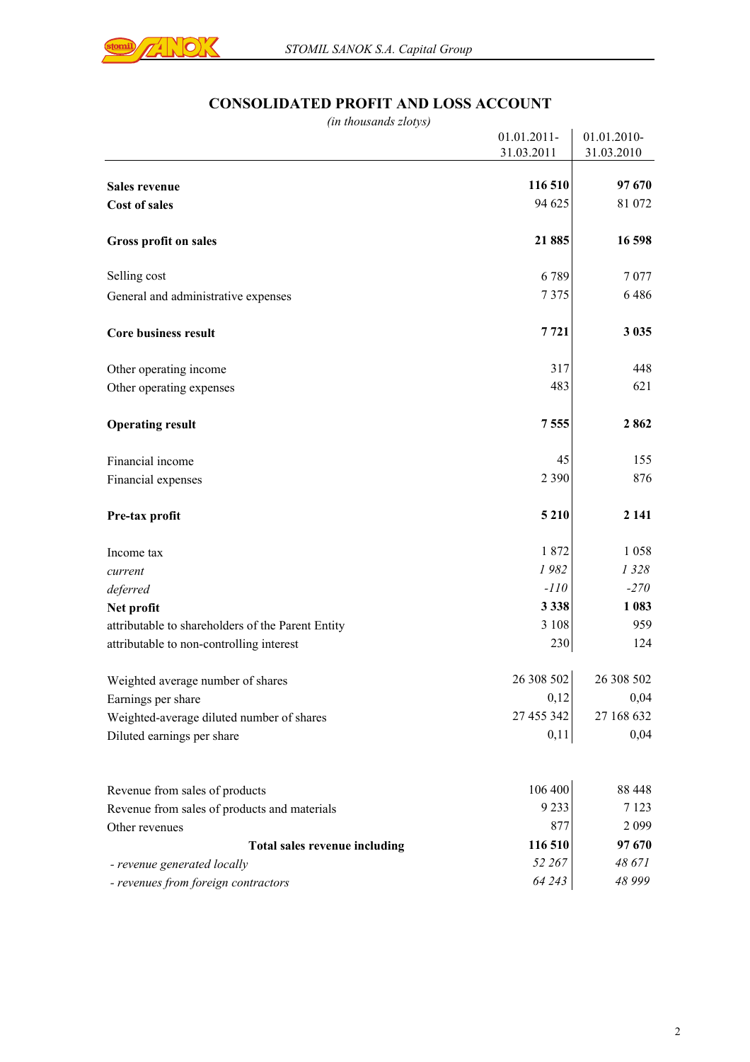## CONSOLIDATED PROFIT AND LOSS ACCOUNT

*(in thousands zlotys)*

| | 01.01.2011-31.03.2011 | 01.01.2010-31.03.2010 |
|---|---|---|
| **Sales revenue** | **116 510** | **97 670** |
| **Cost of sales** | 94 625 | 81 072 |
| **Gross profit on sales** | **21 885** | **16 598** |
| Selling cost | 6 789 | 7 077 |
| General and administrative expenses | 7 375 | 6 486 |
| **Core business result** | **7 721** | **3 035** |
| Other operating income | 317 | 448 |
| Other operating expenses | 483 | 621 |
| **Operating result** | **7 555** | **2 862** |
| Financial income | 45 | 155 |
| Financial expenses | 2 390 | 876 |
| **Pre-tax profit** | **5 210** | **2 141** |
| Income tax | 1 872 | 1 058 |
| *current* | *1 982* | *1 328* |
| *deferred* | *-110* | *-270* |
| **Net profit** | **3 338** | **1 083** |
| attributable to shareholders of the Parent Entity | 3 108 | 959 |
| attributable to non-controlling interest | 230 | 124 |
| Weighted average number of shares | 26 308 502 | 26 308 502 |
| Earnings per share | 0,12 | 0,04 |
| Weighted-average diluted number of shares | 27 455 342 | 27 168 632 |
| Diluted earnings per share | 0,11 | 0,04 |

| | 01.01.2011-31.03.2011 | 01.01.2010-31.03.2010 |
|---|---|---|
| Revenue from sales of products | 106 400 | 88 448 |
| Revenue from sales of products and materials | 9 233 | 7 123 |
| Other revenues | 877 | 2 099 |
| **Total sales revenue including** | **116 510** | **97 670** |
| *- revenue generated locally* | *52 267* | *48 671* |
| *- revenues from foreign contractors* | *64 243* | *48 999* |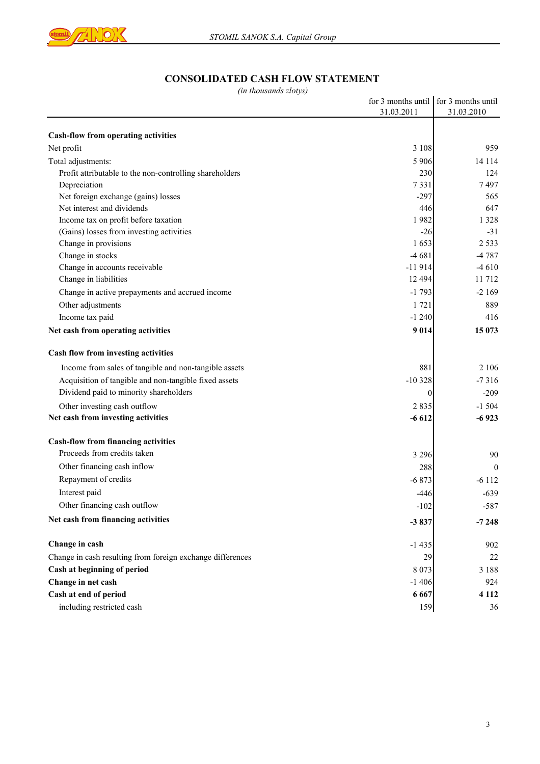## CONSOLIDATED CASH FLOW STATEMENT

*(in thousands zlotys)*

| | for 3 months until 31.03.2011 | for 3 months until 31.03.2010 |
|---|---|---|
| **Cash-flow from operating activities** | | |
| Net profit | 3 108 | 959 |
| Total adjustments: | 5 906 | 14 114 |
| Profit attributable to the non-controlling shareholders | 230 | 124 |
| Depreciation | 7 331 | 7 497 |
| Net foreign exchange (gains) losses | -297 | 565 |
| Net interest and dividends | 446 | 647 |
| Income tax on profit before taxation | 1 982 | 1 328 |
| (Gains) losses from investing activities | -26 | -31 |
| Change in provisions | 1 653 | 2 533 |
| Change in stocks | -4 681 | -4 787 |
| Change in accounts receivable | -11 914 | -4 610 |
| Change in liabilities | 12 494 | 11 712 |
| Change in active prepayments and accrued income | -1 793 | -2 169 |
| Other adjustments | 1 721 | 889 |
| Income tax paid | -1 240 | 416 |
| **Net cash from operating activities** | **9 014** | **15 073** |
| **Cash flow from investing activities** | | |
| Income from sales of tangible and non-tangible assets | 881 | 2 106 |
| Acquisition of tangible and non-tangible fixed assets | -10 328 | -7 316 |
| Dividend paid to minority shareholders | 0 | -209 |
| Other investing cash outflow | 2 835 | -1 504 |
| **Net cash from investing activities** | **-6 612** | **-6 923** |
| **Cash-flow from financing activities** | | |
| Proceeds from credits taken | 3 296 | 90 |
| Other financing cash inflow | 288 | 0 |
| Repayment of credits | -6 873 | -6 112 |
| Interest paid | -446 | -639 |
| Other financing cash outflow | -102 | -587 |
| **Net cash from financing activities** | **-3 837** | **-7 248** |
| **Change in cash** | -1 435 | 902 |
| Change in cash resulting from foreign exchange differences | 29 | 22 |
| **Cash at beginning of period** | 8 073 | 3 188 |
| **Change in net cash** | -1 406 | 924 |
| **Cash at end of period** | **6 667** | **4 112** |
| including restricted cash | 159 | 36 |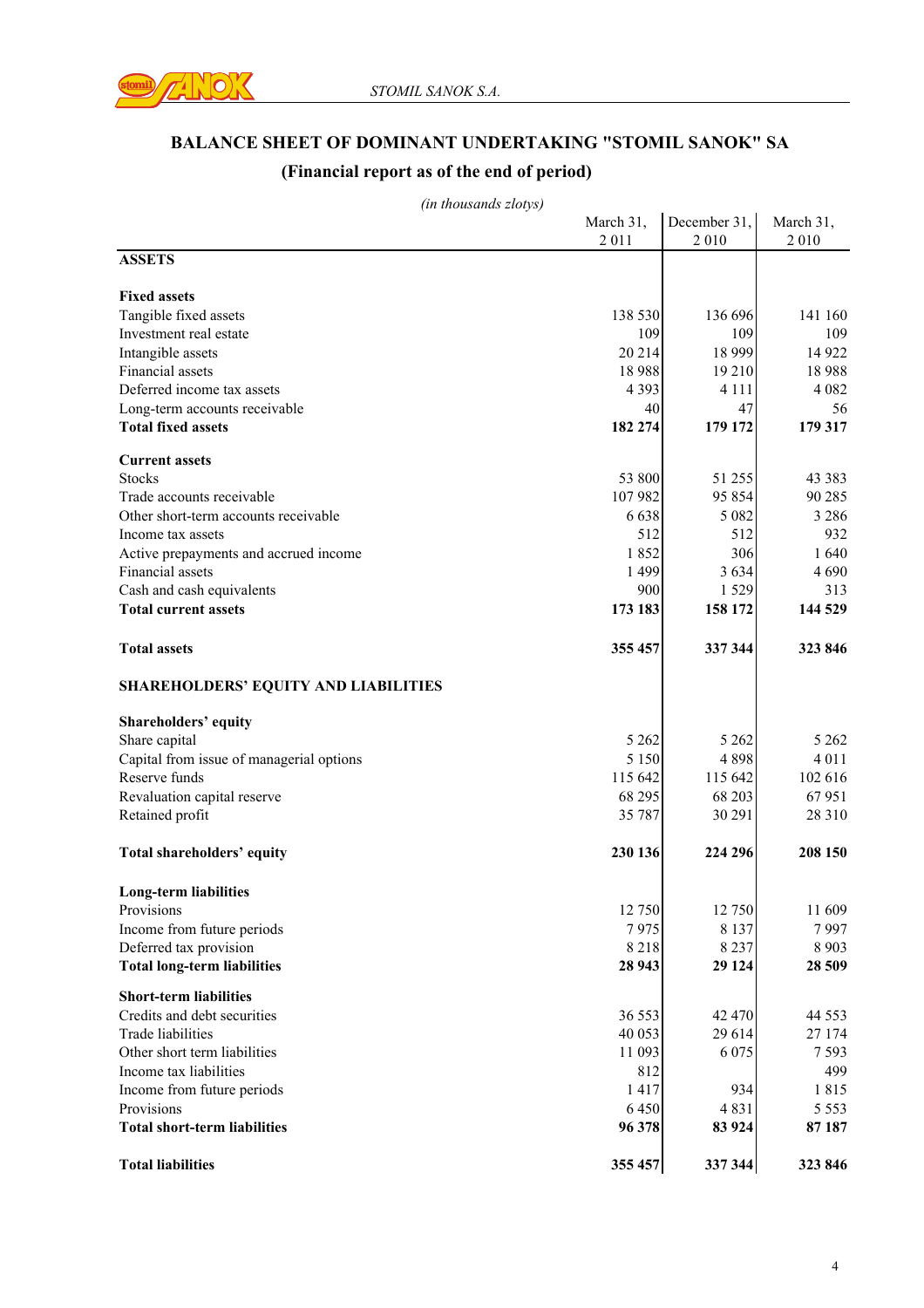## BALANCE SHEET OF DOMINANT UNDERTAKING "STOMIL SANOK" SA

### (Financial report as of the end of period)

*(in thousands zlotys)*

| | March 31, 2 011 | December 31, 2 010 | March 31, 2 010 |
|---|---|---|---|
| **ASSETS** | | | |
| | | | |
| **Fixed assets** | | | |
| Tangible fixed assets | 138 530 | 136 696 | 141 160 |
| Investment real estate | 109 | 109 | 109 |
| Intangible assets | 20 214 | 18 999 | 14 922 |
| Financial assets | 18 988 | 19 210 | 18 988 |
| Deferred income tax assets | 4 393 | 4 111 | 4 082 |
| Long-term accounts receivable | 40 | 47 | 56 |
| **Total fixed assets** | **182 274** | **179 172** | **179 317** |
| | | | |
| **Current assets** | | | |
| Stocks | 53 800 | 51 255 | 43 383 |
| Trade accounts receivable | 107 982 | 95 854 | 90 285 |
| Other short-term accounts receivable | 6 638 | 5 082 | 3 286 |
| Income tax assets | 512 | 512 | 932 |
| Active prepayments and accrued income | 1 852 | 306 | 1 640 |
| Financial assets | 1 499 | 3 634 | 4 690 |
| Cash and cash equivalents | 900 | 1 529 | 313 |
| **Total current assets** | **173 183** | **158 172** | **144 529** |
| | | | |
| **Total assets** | **355 457** | **337 344** | **323 846** |
| | | | |
| **SHAREHOLDERS' EQUITY AND LIABILITIES** | | | |
| | | | |
| **Shareholders' equity** | | | |
| Share capital | 5 262 | 5 262 | 5 262 |
| Capital from issue of managerial options | 5 150 | 4 898 | 4 011 |
| Reserve funds | 115 642 | 115 642 | 102 616 |
| Revaluation capital reserve | 68 295 | 68 203 | 67 951 |
| Retained profit | 35 787 | 30 291 | 28 310 |
| | | | |
| **Total shareholders' equity** | **230 136** | **224 296** | **208 150** |
| | | | |
| **Long-term liabilities** | | | |
| Provisions | 12 750 | 12 750 | 11 609 |
| Income from future periods | 7 975 | 8 137 | 7 997 |
| Deferred tax provision | 8 218 | 8 237 | 8 903 |
| **Total long-term liabilities** | **28 943** | **29 124** | **28 509** |
| | | | |
| **Short-term liabilities** | | | |
| Credits and debt securities | 36 553 | 42 470 | 44 553 |
| Trade liabilities | 40 053 | 29 614 | 27 174 |
| Other short term liabilities | 11 093 | 6 075 | 7 593 |
| Income tax liabilities | 812 | | 499 |
| Income from future periods | 1 417 | 934 | 1 815 |
| Provisions | 6 450 | 4 831 | 5 553 |
| **Total short-term liabilities** | **96 378** | **83 924** | **87 187** |
| | | | |
| **Total liabilities** | **355 457** | **337 344** | **323 846** |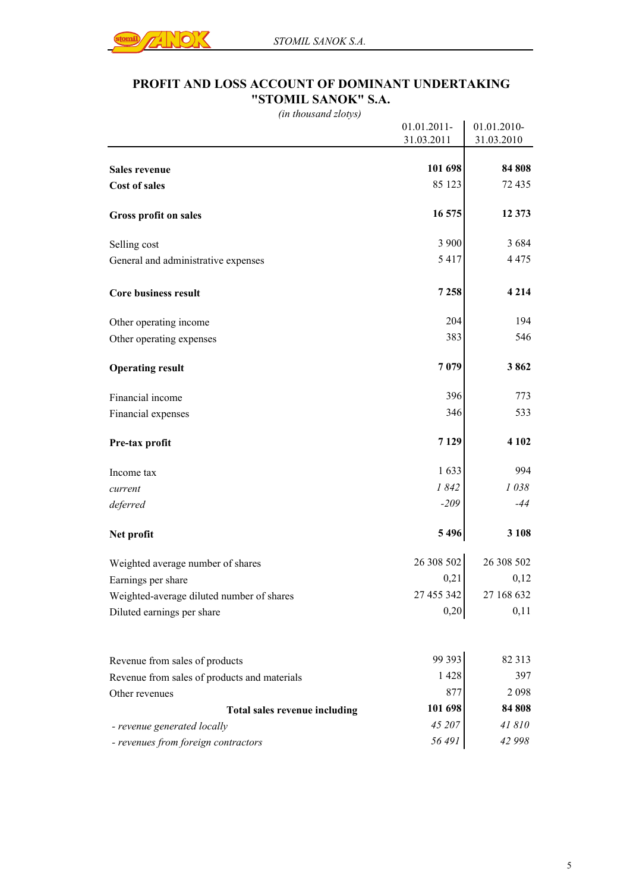# PROFIT AND LOSS ACCOUNT OF DOMINANT UNDERTAKING "STOMIL SANOK" S.A.

*(in thousand zlotys)*

| | 01.01.2011-31.03.2011 | 01.01.2010-31.03.2010 |
|---|---|---|
| **Sales revenue** | **101 698** | **84 808** |
| **Cost of sales** | 85 123 | 72 435 |
| **Gross profit on sales** | **16 575** | **12 373** |
| Selling cost | 3 900 | 3 684 |
| General and administrative expenses | 5 417 | 4 475 |
| **Core business result** | **7 258** | **4 214** |
| Other operating income | 204 | 194 |
| Other operating expenses | 383 | 546 |
| **Operating result** | **7 079** | **3 862** |
| Financial income | 396 | 773 |
| Financial expenses | 346 | 533 |
| **Pre-tax profit** | **7 129** | **4 102** |
| Income tax | 1 633 | 994 |
| *current* | *1 842* | *1 038* |
| *deferred* | *-209* | *-44* |
| **Net profit** | **5 496** | **3 108** |
| Weighted average number of shares | 26 308 502 | 26 308 502 |
| Earnings per share | 0,21 | 0,12 |
| Weighted-average diluted number of shares | 27 455 342 | 27 168 632 |
| Diluted earnings per share | 0,20 | 0,11 |

| | 01.01.2011-31.03.2011 | 01.01.2010-31.03.2010 |
|---|---|---|
| Revenue from sales of products | 99 393 | 82 313 |
| Revenue from sales of products and materials | 1 428 | 397 |
| Other revenues | 877 | 2 098 |
| **Total sales revenue including** | **101 698** | **84 808** |
| *- revenue generated locally* | *45 207* | *41 810* |
| *- revenues from foreign contractors* | *56 491* | *42 998* |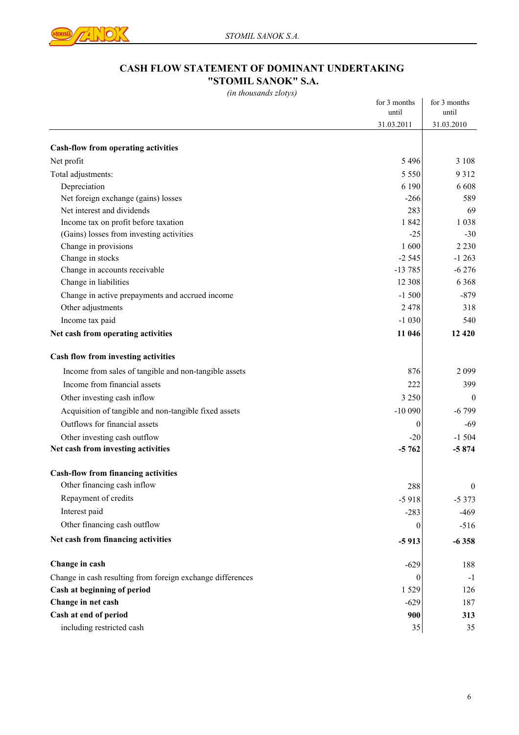# CASH FLOW STATEMENT OF DOMINANT UNDERTAKING "STOMIL SANOK" S.A.

*(in thousands zlotys)*

| | for 3 months until 31.03.2011 | for 3 months until 31.03.2010 |
|---|---|---|
| **Cash-flow from operating activities** | | |
| Net profit | 5 496 | 3 108 |
| Total adjustments: | 5 550 | 9 312 |
| Depreciation | 6 190 | 6 608 |
| Net foreign exchange (gains) losses | -266 | 589 |
| Net interest and dividends | 283 | 69 |
| Income tax on profit before taxation | 1 842 | 1 038 |
| (Gains) losses from investing activities | -25 | -30 |
| Change in provisions | 1 600 | 2 230 |
| Change in stocks | -2 545 | -1 263 |
| Change in accounts receivable | -13 785 | -6 276 |
| Change in liabilities | 12 308 | 6 368 |
| Change in active prepayments and accrued income | -1 500 | -879 |
| Other adjustments | 2 478 | 318 |
| Income tax paid | -1 030 | 540 |
| **Net cash from operating activities** | **11 046** | **12 420** |
| **Cash flow from investing activities** | | |
| Income from sales of tangible and non-tangible assets | 876 | 2 099 |
| Income from financial assets | 222 | 399 |
| Other investing cash inflow | 3 250 | 0 |
| Acquisition of tangible and non-tangible fixed assets | -10 090 | -6 799 |
| Outflows for financial assets | 0 | -69 |
| Other investing cash outflow | -20 | -1 504 |
| **Net cash from investing activities** | **-5 762** | **-5 874** |
| **Cash-flow from financing activities** | | |
| Other financing cash inflow | 288 | 0 |
| Repayment of credits | -5 918 | -5 373 |
| Interest paid | -283 | -469 |
| Other financing cash outflow | 0 | -516 |
| **Net cash from financing activities** | **-5 913** | **-6 358** |
| **Change in cash** | -629 | 188 |
| Change in cash resulting from foreign exchange differences | 0 | -1 |
| **Cash at beginning of period** | 1 529 | 126 |
| **Change in net cash** | -629 | 187 |
| **Cash at end of period** | **900** | **313** |
| including restricted cash | 35 | 35 |